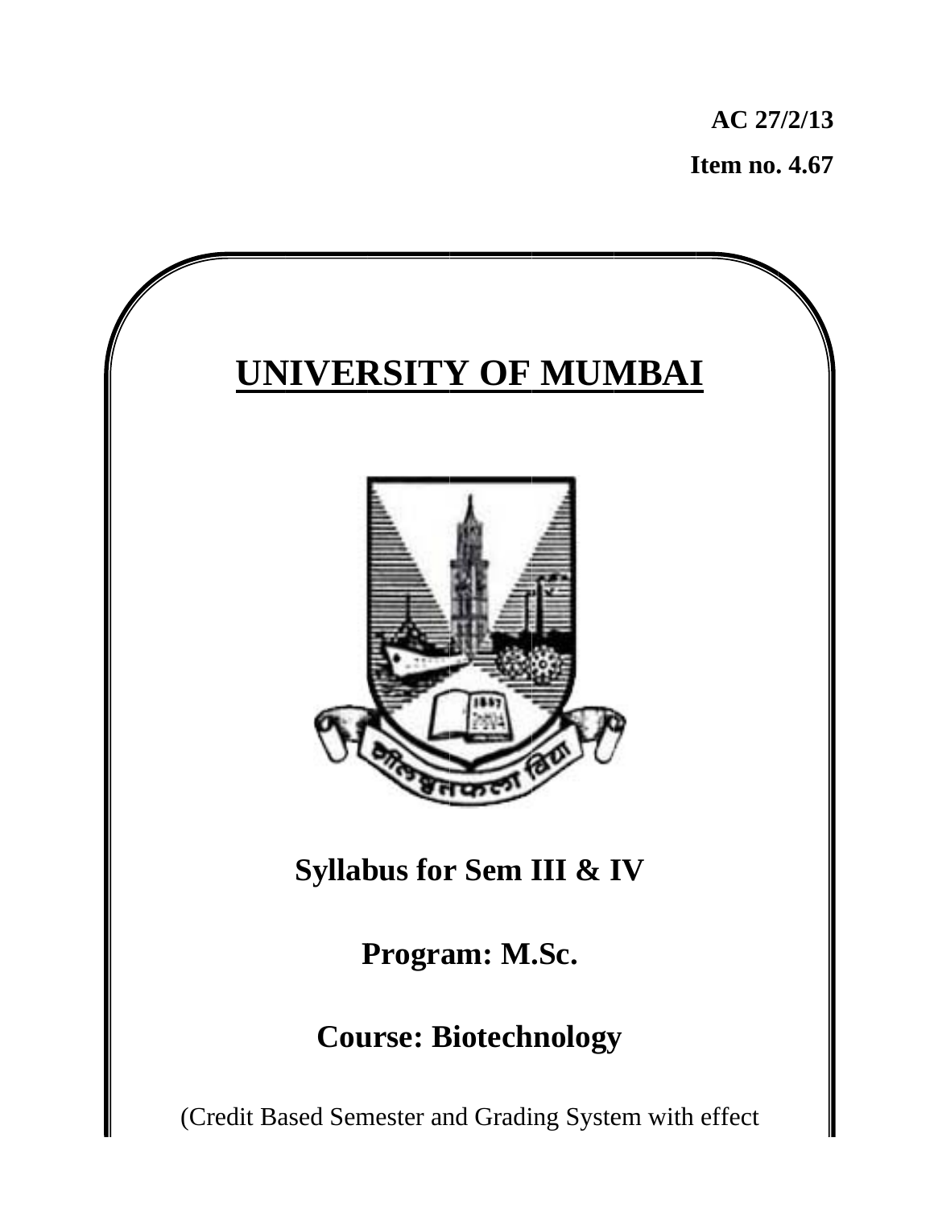**AC 27/2/13**

**Item no. 4.67**

# UNIVERSITY OF MUMBAI

## Syllabus for Sem III & IV

## Program: M.Sc.

## Course: Biotechnology

(Credit Based Semester and Grading System with effect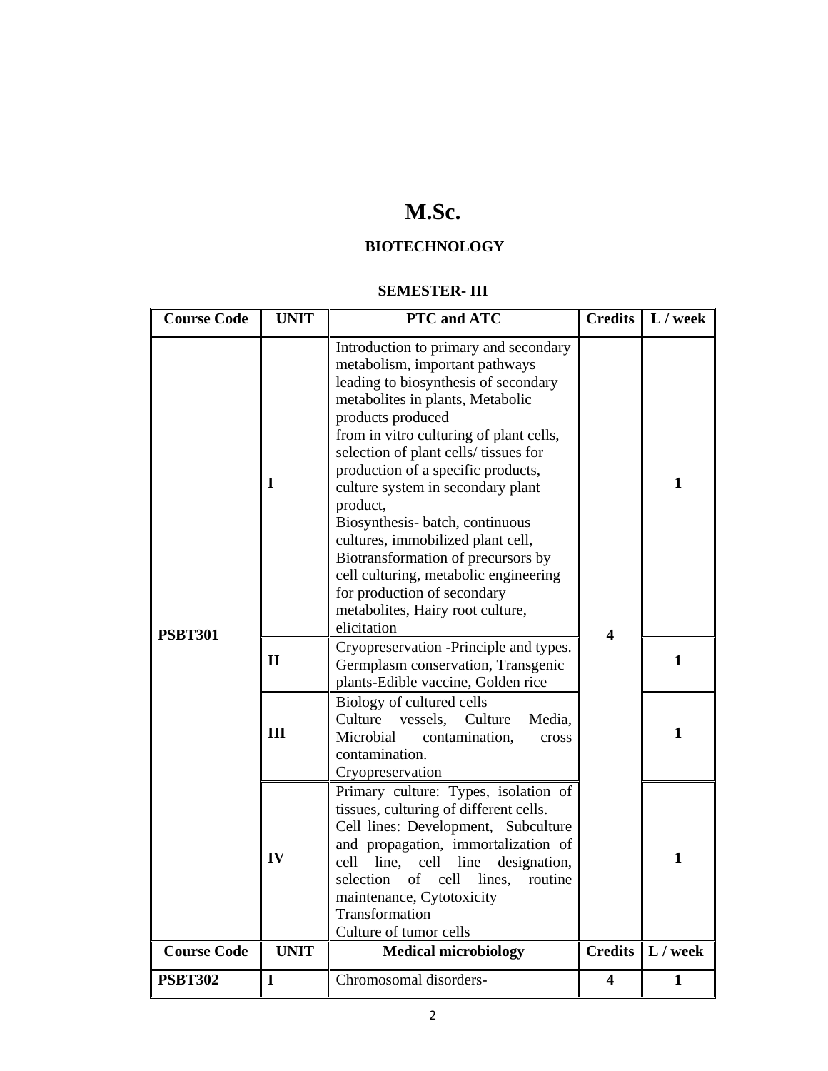# M.Sc.

## BIOTECHNOLOGY

### SEMESTER- III

| Course Code | UNIT | PTC and ATC | Credits | L / week |
|---|---|---|---|---|
| PSBT301 | I | Introduction to primary and secondary metabolism, important pathways leading to biosynthesis of secondary metabolites in plants, Metabolic products produced from in vitro culturing of plant cells, selection of plant cells/ tissues for production of a specific products, culture system in secondary plant product, Biosynthesis- batch, continuous cultures, immobilized plant cell, Biotransformation of precursors by cell culturing, metabolic engineering for production of secondary metabolites, Hairy root culture, elicitation | 4 | 1 |
| | II | Cryopreservation -Principle and types. Germplasm conservation, Transgenic plants-Edible vaccine, Golden rice | | 1 |
| | III | Biology of cultured cells<br>Culture vessels, Culture Media, Microbial contamination, cross contamination.<br>Cryopreservation | | 1 |
| | IV | Primary culture: Types, isolation of tissues, culturing of different cells.<br>Cell lines: Development, Subculture and propagation, immortalization of cell line, cell line designation, selection of cell lines, routine maintenance, Cytotoxicity<br>Transformation<br>Culture of tumor cells | | 1 |
| **Course Code** | **UNIT** | **Medical microbiology** | **Credits** | **L / week** |
| PSBT302 | I | Chromosomal disorders- | 4 | 1 |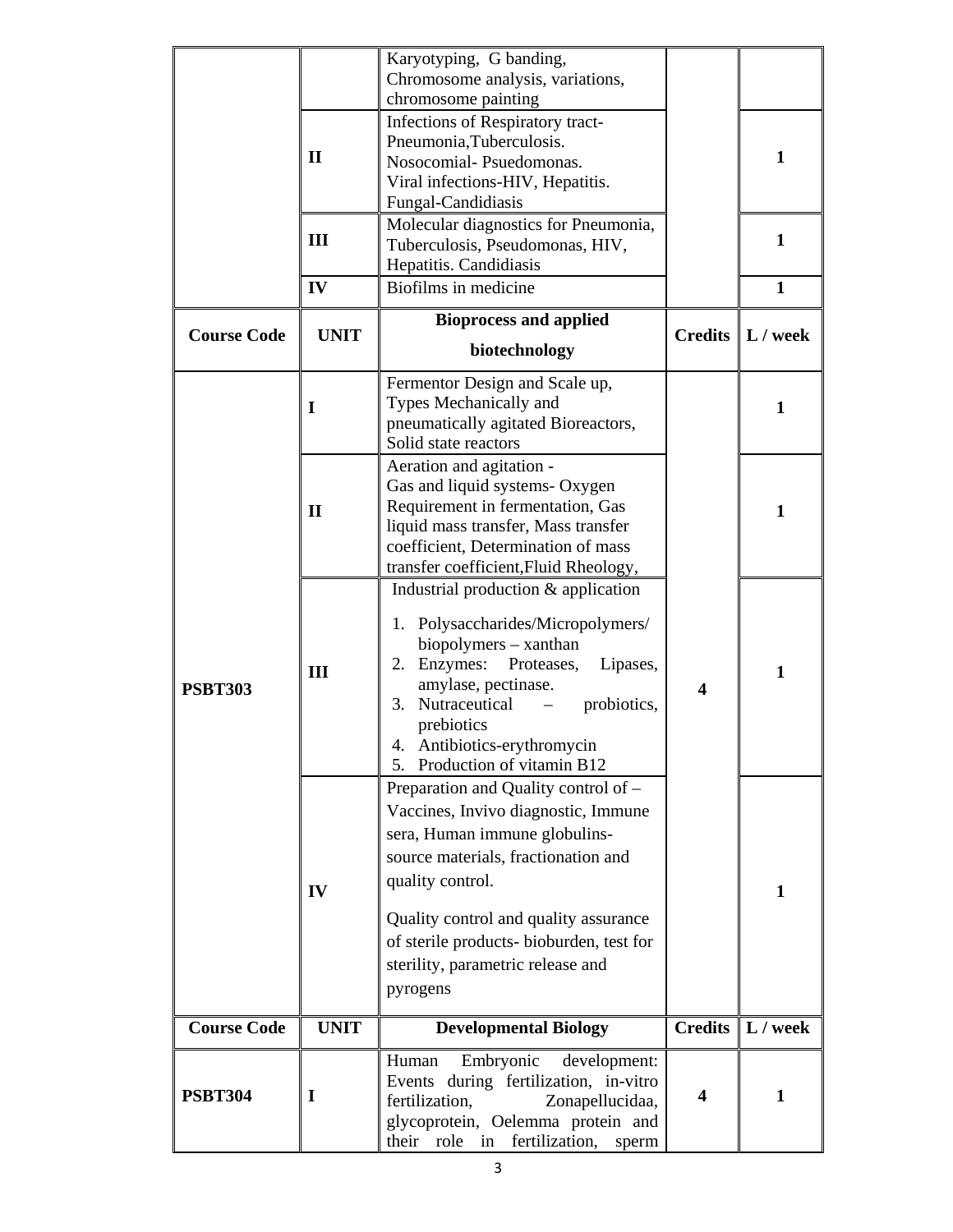| | | Karyotyping, G banding, Chromosome analysis, variations, chromosome painting | | |
|---|---|---|---|---|
| | **II** | Infections of Respiratory tract- Pneumonia,Tuberculosis. Nosocomial- Psuedomonas. Viral infections-HIV, Hepatitis. Fungal-Candidiasis | | **1** |
| | **III** | Molecular diagnostics for Pneumonia, Tuberculosis, Pseudomonas, HIV, Hepatitis. Candidiasis | | **1** |
| | **IV** | Biofilms in medicine | | **1** |

| Course Code | UNIT | Bioprocess and applied biotechnology | Credits | L / week |
|---|---|---|---|---|
| **PSBT303** | **I** | Fermentor Design and Scale up, Types Mechanically and pneumatically agitated Bioreactors, Solid state reactors | **4** | **1** |
| | **II** | Aeration and agitation - Gas and liquid systems- Oxygen Requirement in fermentation, Gas liquid mass transfer, Mass transfer coefficient, Determination of mass transfer coefficient,Fluid Rheology, | | **1** |
| | **III** | Industrial production & application<br>1. Polysaccharides/Micropolymers/ biopolymers – xanthan<br>2. Enzymes: Proteases, Lipases, amylase, pectinase.<br>3. Nutraceutical – probiotics, prebiotics<br>4. Antibiotics-erythromycin<br>5. Production of vitamin B12 | | **1** |
| | **IV** | Preparation and Quality control of – Vaccines, Invivo diagnostic, Immune sera, Human immune globulins- source materials, fractionation and quality control.<br><br>Quality control and quality assurance of sterile products- bioburden, test for sterility, parametric release and pyrogens | | **1** |

| Course Code | UNIT | Developmental Biology | Credits | L / week |
|---|---|---|---|---|
| **PSBT304** | **I** | Human Embryonic development: Events during fertilization, in-vitro fertilization, Zonapellucidaa, glycoprotein, Oelemma protein and their role in fertilization, sperm | **4** | **1** |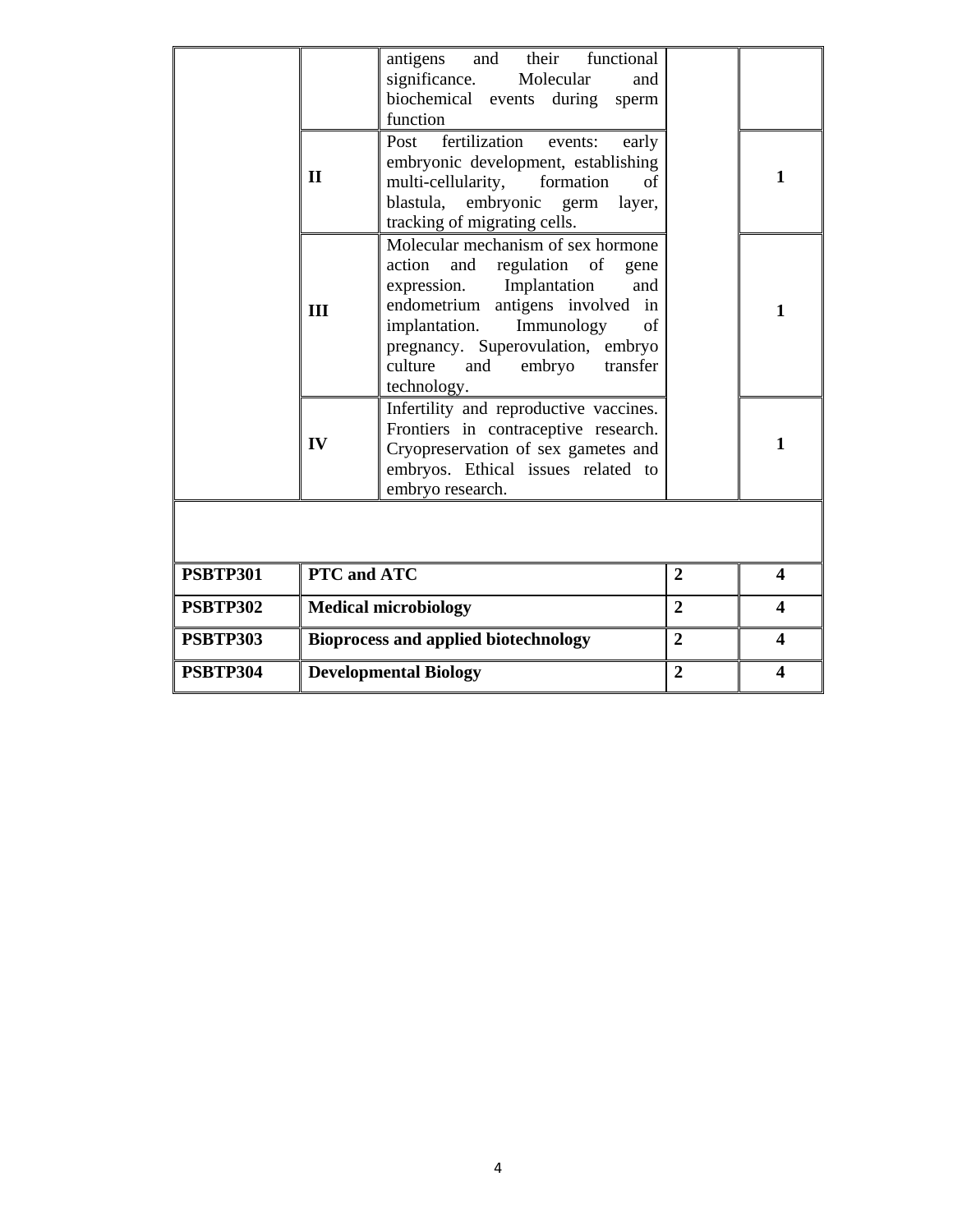| | | | | |
|---|---|---|---|---|
| | | antigens and their functional significance. Molecular and biochemical events during sperm function | | |
| | **II** | Post fertilization events: early embryonic development, establishing multi-cellularity, formation of blastula, embryonic germ layer, tracking of migrating cells. | | **1** |
| | **III** | Molecular mechanism of sex hormone action and regulation of gene expression. Implantation and endometrium antigens involved in implantation. Immunology of pregnancy. Superovulation, embryo culture and embryo transfer technology. | | **1** |
| | **IV** | Infertility and reproductive vaccines. Frontiers in contraceptive research. Cryopreservation of sex gametes and embryos. Ethical issues related to embryo research. | | **1** |
| | | | | |
| **PSBTP301** | **PTC and ATC** | | **2** | **4** |
| **PSBTP302** | **Medical microbiology** | | **2** | **4** |
| **PSBTP303** | **Bioprocess and applied biotechnology** | | **2** | **4** |
| **PSBTP304** | **Developmental Biology** | | **2** | **4** |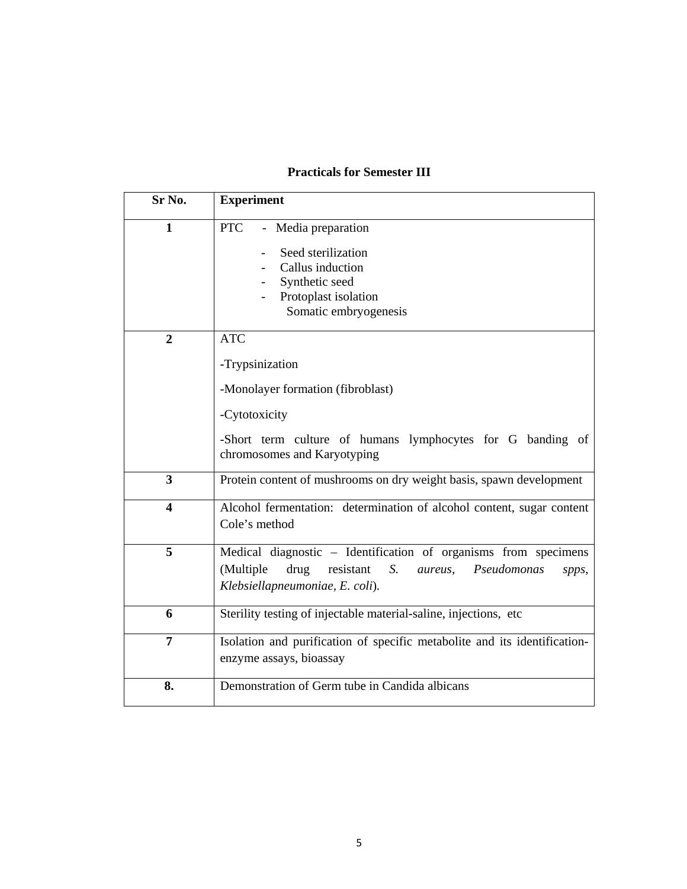**Practicals for Semester III**

| Sr No. | Experiment |
|---|---|
| **1** | PTC - Media preparation<br>- Seed sterilization<br>- Callus induction<br>- Synthetic seed<br>- Protoplast isolation<br>Somatic embryogenesis |
| **2** | ATC<br>-Trypsinization<br>-Monolayer formation (fibroblast)<br>-Cytotoxicity<br>-Short term culture of humans lymphocytes for G banding of chromosomes and Karyotyping |
| **3** | Protein content of mushrooms on dry weight basis, spawn development |
| **4** | Alcohol fermentation: determination of alcohol content, sugar content Cole's method |
| **5** | Medical diagnostic – Identification of organisms from specimens (Multiple drug resistant *S. aureus*, *Pseudomonas spps*, *Klebsiellapneumoniae*, *E. coli*). |
| **6** | Sterility testing of injectable material-saline, injections, etc |
| **7** | Isolation and purification of specific metabolite and its identification-enzyme assays, bioassay |
| **8.** | Demonstration of Germ tube in Candida albicans |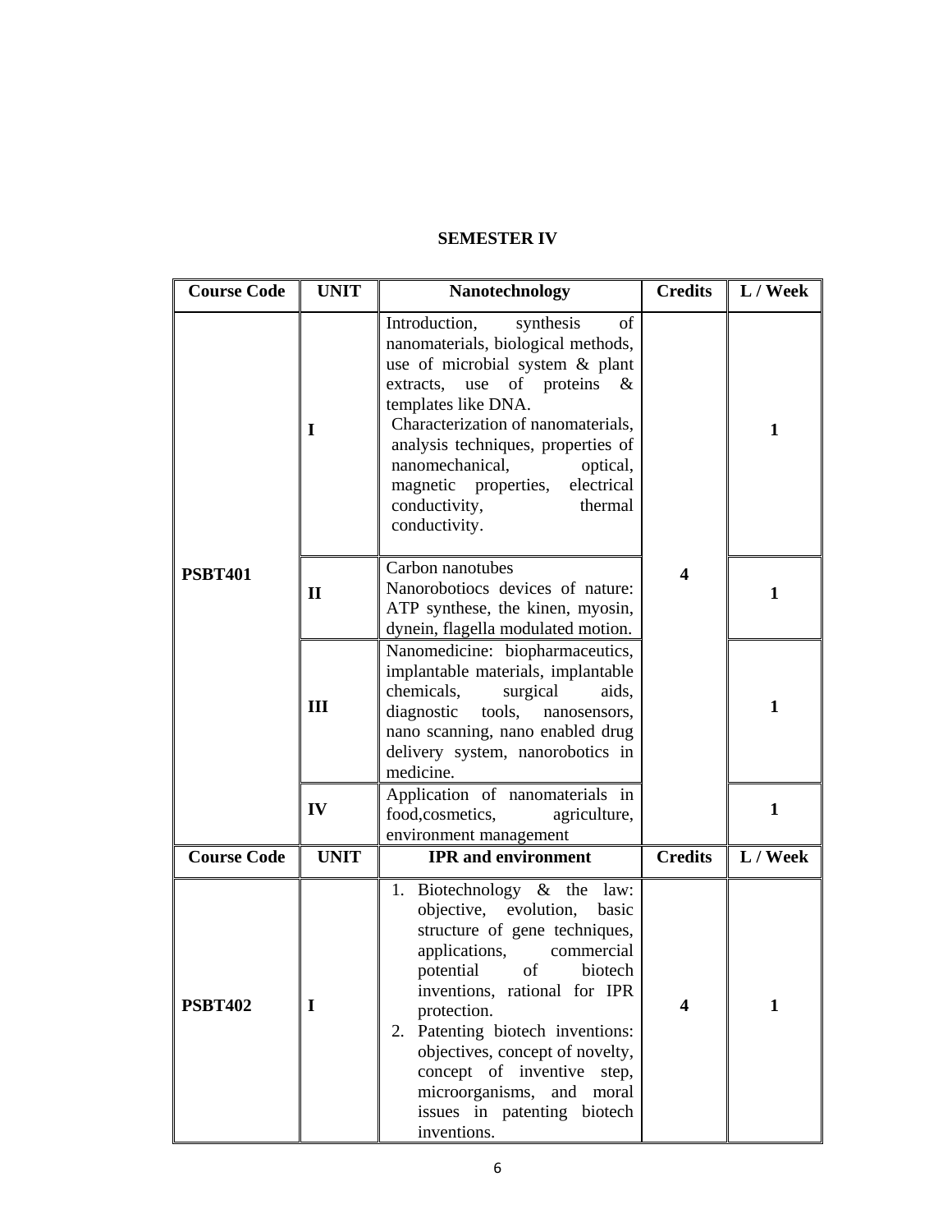## SEMESTER IV

| Course Code | UNIT | Nanotechnology | Credits | L / Week |
|---|---|---|---|---|
| PSBT401 | I | Introduction, synthesis of nanomaterials, biological methods, use of microbial system & plant extracts, use of proteins & templates like DNA. Characterization of nanomaterials, analysis techniques, properties of nanomechanical, optical, magnetic properties, electrical conductivity, thermal conductivity. | 4 | 1 |
| | II | Carbon nanotubes Nanorobotiocs devices of nature: ATP synthese, the kinen, myosin, dynein, flagella modulated motion. | | 1 |
| | III | Nanomedicine: biopharmaceutics, implantable materials, implantable chemicals, surgical aids, diagnostic tools, nanosensors, nano scanning, nano enabled drug delivery system, nanorobotics in medicine. | | 1 |
| | IV | Application of nanomaterials in food,cosmetics, agriculture, environment management | | 1 |
| **Course Code** | **UNIT** | **IPR and environment** | **Credits** | **L / Week** |
| PSBT402 | I | 1. Biotechnology & the law: objective, evolution, basic structure of gene techniques, applications, commercial potential of biotech inventions, rational for IPR protection. 2. Patenting biotech inventions: objectives, concept of novelty, concept of inventive step, microorganisms, and moral issues in patenting biotech inventions. | 4 | 1 |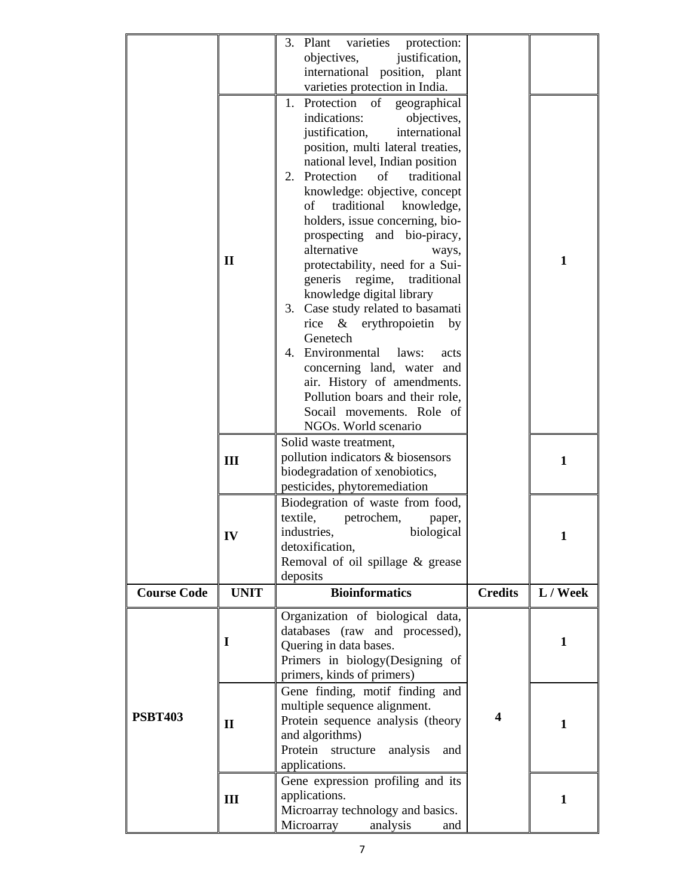|  |  | 3. Plant varieties protection: objectives, justification, international position, plant varieties protection in India. |  |  |
|---|---|---|---|---|
|  | II | 1. Protection of geographical indications: objectives, justification, international position, multi lateral treaties, national level, Indian position<br>2. Protection of traditional knowledge: objective, concept of traditional knowledge, holders, issue concerning, bio-prospecting and bio-piracy, alternative ways, protectability, need for a Sui-generis regime, traditional knowledge digital library<br>3. Case study related to basamati rice & erythropoietin by Genetech<br>4. Environmental laws: acts concerning land, water and air. History of amendments. Pollution boars and their role, Socail movements. Role of NGOs. World scenario |  | 1 |
|  | III | Solid waste treatment,<br>pollution indicators & biosensors<br>biodegradation of xenobiotics, pesticides, phytoremediation |  | 1 |
|  | IV | Biodegration of waste from food, textile, petrochem, paper, industries, biological detoxification,<br>Removal of oil spillage & grease deposits |  | 1 |
| **Course Code** | **UNIT** | **Bioinformatics** | **Credits** | **L / Week** |
| **PSBT403** | I | Organization of biological data, databases (raw and processed), Quering in data bases.<br>Primers in biology(Designing of primers, kinds of primers) | 4 | 1 |
|  | II | Gene finding, motif finding and multiple sequence alignment.<br>Protein sequence analysis (theory and algorithms)<br>Protein structure analysis and applications. |  | 1 |
|  | III | Gene expression profiling and its applications.<br>Microarray technology and basics.<br>Microarray analysis and |  | 1 |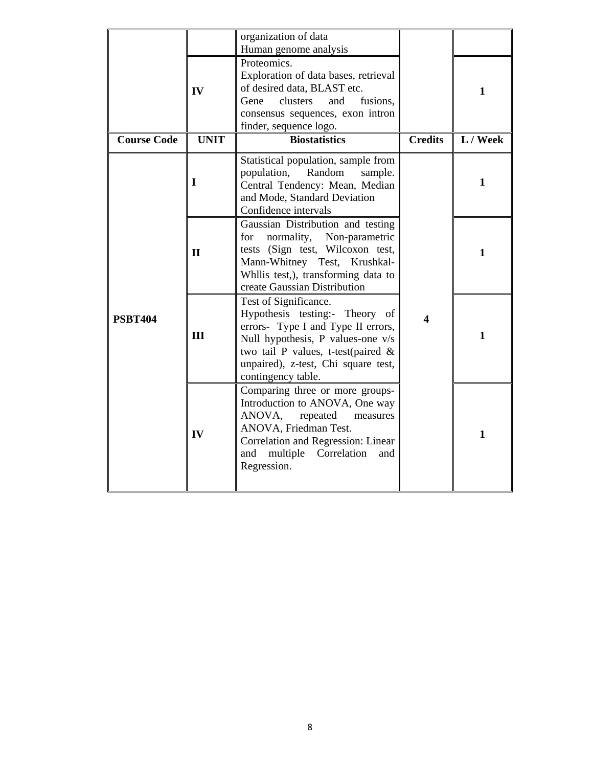| | | organization of data<br>Human genome analysis | | |
|---|---|---|---|---|
| | IV | Proteomics.<br>Exploration of data bases, retrieval of desired data, BLAST etc.<br>Gene clusters and fusions, consensus sequences, exon intron finder, sequence logo. | | 1 |
| **Course Code** | **UNIT** | **Biostatistics** | **Credits** | **L / Week** |
| **PSBT404** | I | Statistical population, sample from population, Random sample. Central Tendency: Mean, Median and Mode, Standard Deviation Confidence intervals | **4** | 1 |
| | II | Gaussian Distribution and testing for normality, Non-parametric tests (Sign test, Wilcoxon test, Mann-Whitney Test, Krushkal-Whllis test,), transforming data to create Gaussian Distribution | | 1 |
| | III | Test of Significance.<br>Hypothesis testing:- Theory of errors- Type I and Type II errors, Null hypothesis, P values-one v/s two tail P values, t-test(paired & unpaired), z-test, Chi square test, contingency table. | | 1 |
| | IV | Comparing three or more groups- Introduction to ANOVA, One way ANOVA, repeated measures ANOVA, Friedman Test.<br>Correlation and Regression: Linear and multiple Correlation and Regression. | | 1 |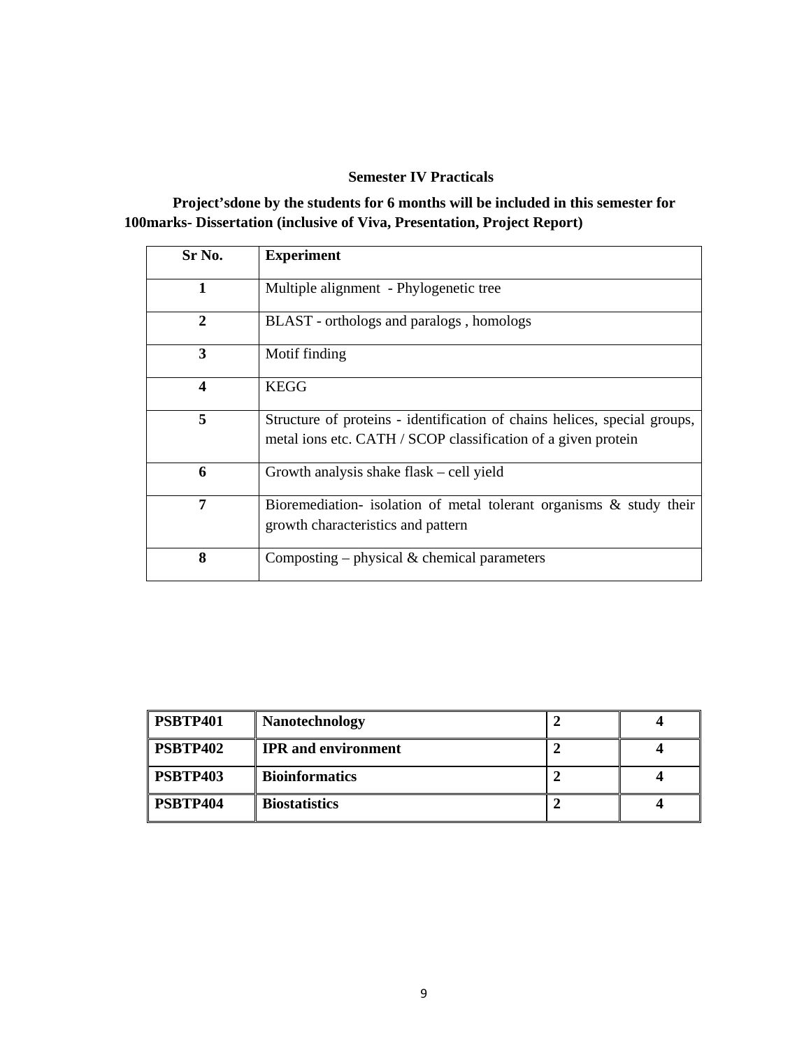**Semester IV Practicals**

**Project'sdone by the students for 6 months will be included in this semester for 100marks- Dissertation (inclusive of Viva, Presentation, Project Report)**

| Sr No. | Experiment |
|---|---|
| **1** | Multiple alignment - Phylogenetic tree |
| **2** | BLAST - orthologs and paralogs , homologs |
| **3** | Motif finding |
| **4** | KEGG |
| **5** | Structure of proteins - identification of chains helices, special groups, metal ions etc. CATH / SCOP classification of a given protein |
| **6** | Growth analysis shake flask – cell yield |
| **7** | Bioremediation- isolation of metal tolerant organisms & study their growth characteristics and pattern |
| **8** | Composting – physical & chemical parameters |

| | | | |
|---|---|---|---|
| **PSBTP401** | **Nanotechnology** | **2** | **4** |
| **PSBTP402** | **IPR and environment** | **2** | **4** |
| **PSBTP403** | **Bioinformatics** | **2** | **4** |
| **PSBTP404** | **Biostatistics** | **2** | **4** |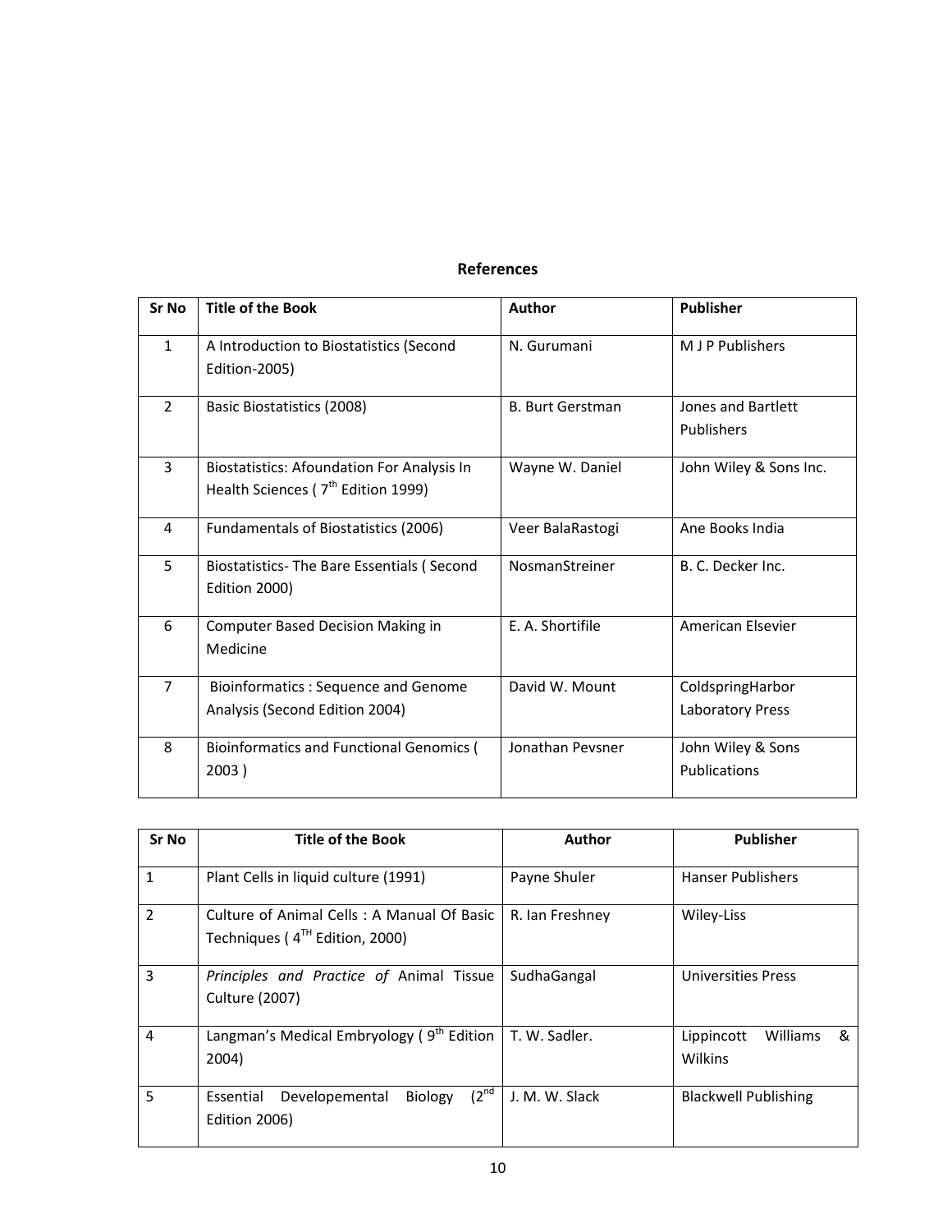**References**

| Sr No | Title of the Book | Author | Publisher |
|---|---|---|---|
| 1 | A Introduction to Biostatistics (Second Edition-2005) | N. Gurumani | M J P Publishers |
| 2 | Basic Biostatistics (2008) | B. Burt Gerstman | Jones and Bartlett Publishers |
| 3 | Biostatistics: Afoundation For Analysis In Health Sciences ( 7th Edition 1999) | Wayne W. Daniel | John Wiley & Sons Inc. |
| 4 | Fundamentals of Biostatistics (2006) | Veer BalaRastogi | Ane Books India |
| 5 | Biostatistics- The Bare Essentials ( Second Edition 2000) | NosmanStreiner | B. C. Decker Inc. |
| 6 | Computer Based Decision Making in Medicine | E. A. Shortifile | American Elsevier |
| 7 | Bioinformatics : Sequence and Genome Analysis (Second Edition 2004) | David W. Mount | ColdspringHarbor Laboratory Press |
| 8 | Bioinformatics and Functional Genomics ( 2003 ) | Jonathan Pevsner | John Wiley & Sons Publications |

| Sr No | Title of the Book | Author | Publisher |
|---|---|---|---|
| 1 | Plant Cells in liquid culture (1991) | Payne Shuler | Hanser Publishers |
| 2 | Culture of Animal Cells : A Manual Of Basic Techniques ( 4TH Edition, 2000) | R. Ian Freshney | Wiley-Liss |
| 3 | *Principles and Practice of* Animal Tissue Culture (2007) | SudhaGangal | Universities Press |
| 4 | Langman's Medical Embryology ( 9th Edition 2004) | T. W. Sadler. | Lippincott Williams & Wilkins |
| 5 | Essential Developemental Biology (2nd Edition 2006) | J. M. W. Slack | Blackwell Publishing |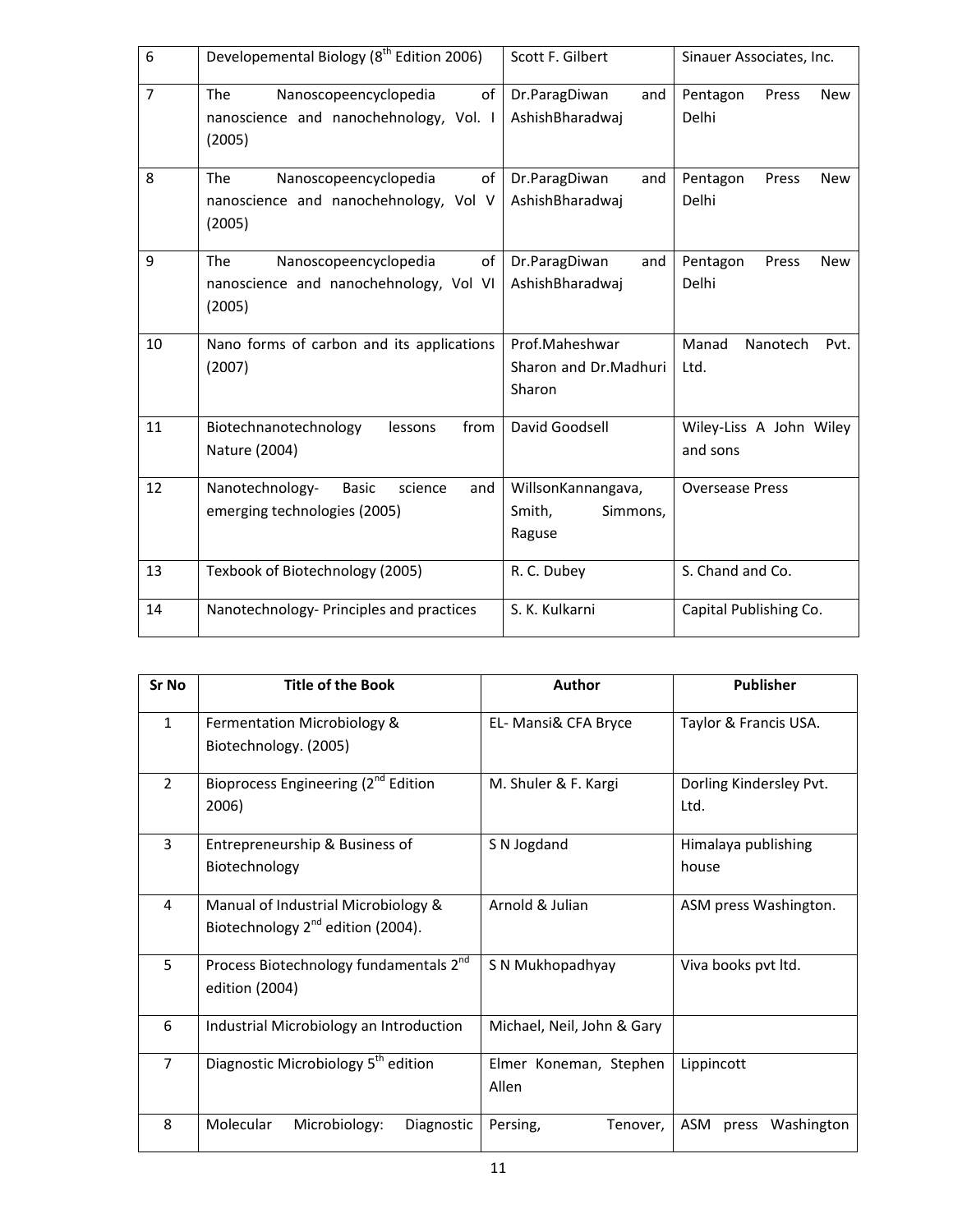| 6 | Developemental Biology (8th Edition 2006) | Scott F. Gilbert | Sinauer Associates, Inc. |
|---|---|---|---|
| 7 | The Nanoscopeencyclopedia of nanoscience and nanochehnology, Vol. I (2005) | Dr.ParagDiwan and AshishBharadwaj | Pentagon Press New Delhi |
| 8 | The Nanoscopeencyclopedia of nanoscience and nanochehnology, Vol V (2005) | Dr.ParagDiwan and AshishBharadwaj | Pentagon Press New Delhi |
| 9 | The Nanoscopeencyclopedia of nanoscience and nanochehnology, Vol VI (2005) | Dr.ParagDiwan and AshishBharadwaj | Pentagon Press New Delhi |
| 10 | Nano forms of carbon and its applications (2007) | Prof.Maheshwar Sharon and Dr.Madhuri Sharon | Manad Nanotech Pvt. Ltd. |
| 11 | Biotechnanotechnology lessons from Nature (2004) | David Goodsell | Wiley-Liss A John Wiley and sons |
| 12 | Nanotechnology- Basic science and emerging technologies (2005) | WillsonKannangava, Smith, Simmons, Raguse | Oversease Press |
| 13 | Texbook of Biotechnology (2005) | R. C. Dubey | S. Chand and Co. |
| 14 | Nanotechnology- Principles and practices | S. K. Kulkarni | Capital Publishing Co. |

| Sr No | Title of the Book | Author | Publisher |
|---|---|---|---|
| 1 | Fermentation Microbiology & Biotechnology. (2005) | EL- Mansi& CFA Bryce | Taylor & Francis USA. |
| 2 | Bioprocess Engineering (2nd Edition 2006) | M. Shuler & F. Kargi | Dorling Kindersley Pvt. Ltd. |
| 3 | Entrepreneurship & Business of Biotechnology | S N Jogdand | Himalaya publishing house |
| 4 | Manual of Industrial Microbiology & Biotechnology 2nd edition (2004). | Arnold & Julian | ASM press Washington. |
| 5 | Process Biotechnology fundamentals 2nd edition (2004) | S N Mukhopadhyay | Viva books pvt ltd. |
| 6 | Industrial Microbiology an Introduction | Michael, Neil, John & Gary | |
| 7 | Diagnostic Microbiology 5th edition | Elmer Koneman, Stephen Allen | Lippincott |
| 8 | Molecular Microbiology: Diagnostic | Persing, Tenover, | ASM press Washington |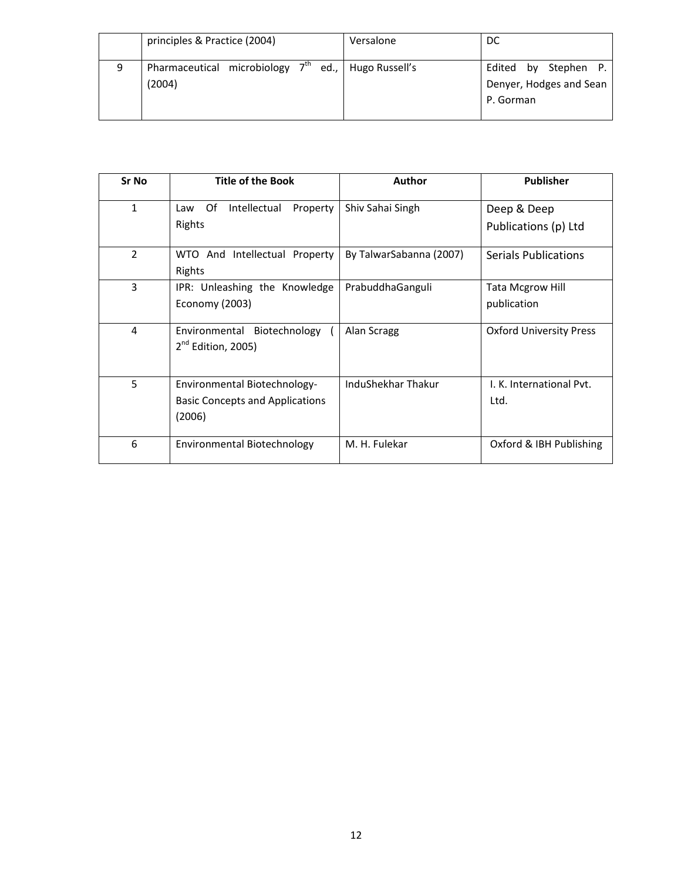| | | | |
|---|---|---|---|
| | principles & Practice (2004) | Versalone | DC |
| 9 | Pharmaceutical microbiology 7th ed., (2004) | Hugo Russell's | Edited by Stephen P. Denyer, Hodges and Sean P. Gorman |

| Sr No | Title of the Book | Author | Publisher |
|---|---|---|---|
| 1 | Law Of Intellectual Property Rights | Shiv Sahai Singh | Deep & Deep Publications (p) Ltd |
| 2 | WTO And Intellectual Property Rights | By TalwarSabanna (2007) | Serials Publications |
| 3 | IPR: Unleashing the Knowledge Economy (2003) | PrabuddhaGanguli | Tata Mcgrow Hill publication |
| 4 | Environmental Biotechnology ( 2nd Edition, 2005) | Alan Scragg | Oxford University Press |
| 5 | Environmental Biotechnology- Basic Concepts and Applications (2006) | InduShekhar Thakur | I. K. International Pvt. Ltd. |
| 6 | Environmental Biotechnology | M. H. Fulekar | Oxford & IBH Publishing |